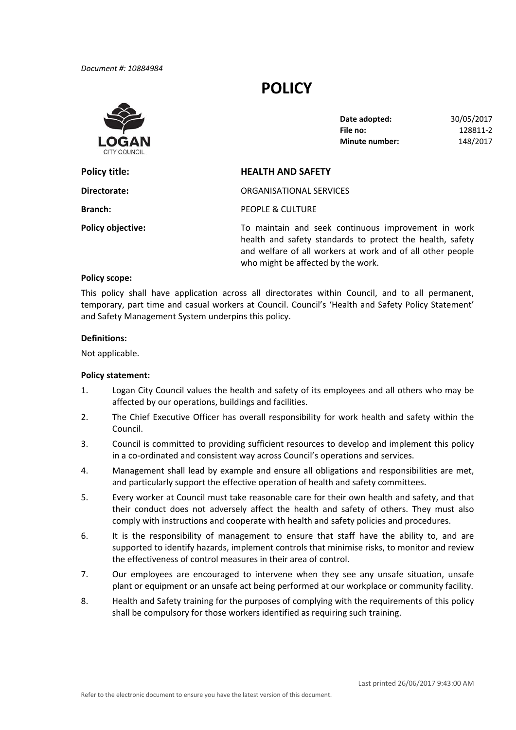*Document #: 10884984*

# POLICY

| | |
|---|---|
| **Date adopted:** | 30/05/2017 |
| **File no:** | 128811-2 |
| **Minute number:** | 148/2017 |

**Policy title:** **HEALTH AND SAFETY**

**Directorate:** ORGANISATIONAL SERVICES

**Branch:** PEOPLE & CULTURE

**Policy objective:** To maintain and seek continuous improvement in work health and safety standards to protect the health, safety and welfare of all workers at work and of all other people who might be affected by the work.

**Policy scope:**

This policy shall have application across all directorates within Council, and to all permanent, temporary, part time and casual workers at Council. Council's 'Health and Safety Policy Statement' and Safety Management System underpins this policy.

**Definitions:**

Not applicable.

**Policy statement:**

1. Logan City Council values the health and safety of its employees and all others who may be affected by our operations, buildings and facilities.
2. The Chief Executive Officer has overall responsibility for work health and safety within the Council.
3. Council is committed to providing sufficient resources to develop and implement this policy in a co-ordinated and consistent way across Council's operations and services.
4. Management shall lead by example and ensure all obligations and responsibilities are met, and particularly support the effective operation of health and safety committees.
5. Every worker at Council must take reasonable care for their own health and safety, and that their conduct does not adversely affect the health and safety of others. They must also comply with instructions and cooperate with health and safety policies and procedures.
6. It is the responsibility of management to ensure that staff have the ability to, and are supported to identify hazards, implement controls that minimise risks, to monitor and review the effectiveness of control measures in their area of control.
7. Our employees are encouraged to intervene when they see any unsafe situation, unsafe plant or equipment or an unsafe act being performed at our workplace or community facility.
8. Health and Safety training for the purposes of complying with the requirements of this policy shall be compulsory for those workers identified as requiring such training.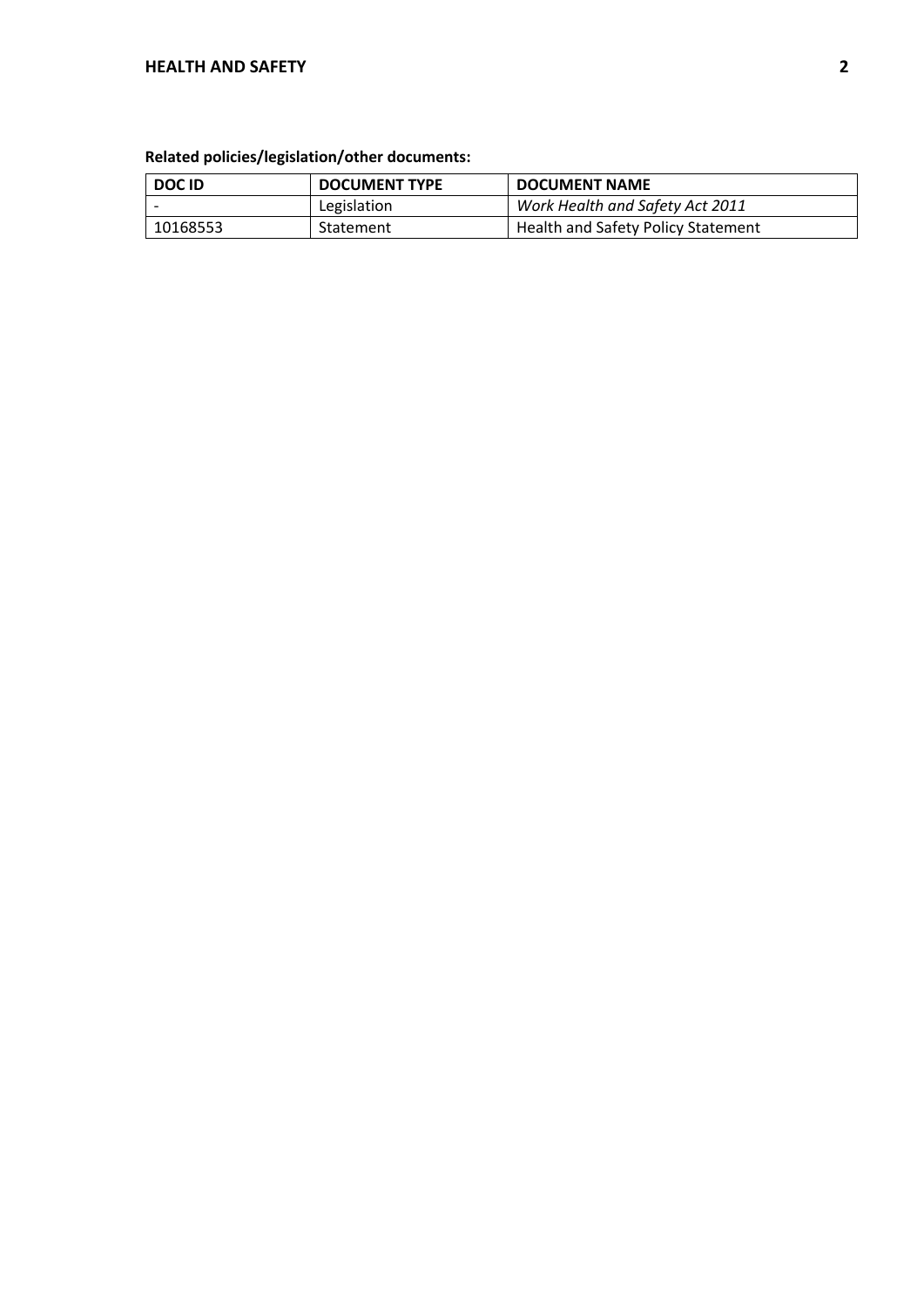**Related policies/legislation/other documents:**

| DOC ID | DOCUMENT TYPE | DOCUMENT NAME |
|---|---|---|
| - | Legislation | *Work Health and Safety Act 2011* |
| 10168553 | Statement | Health and Safety Policy Statement |